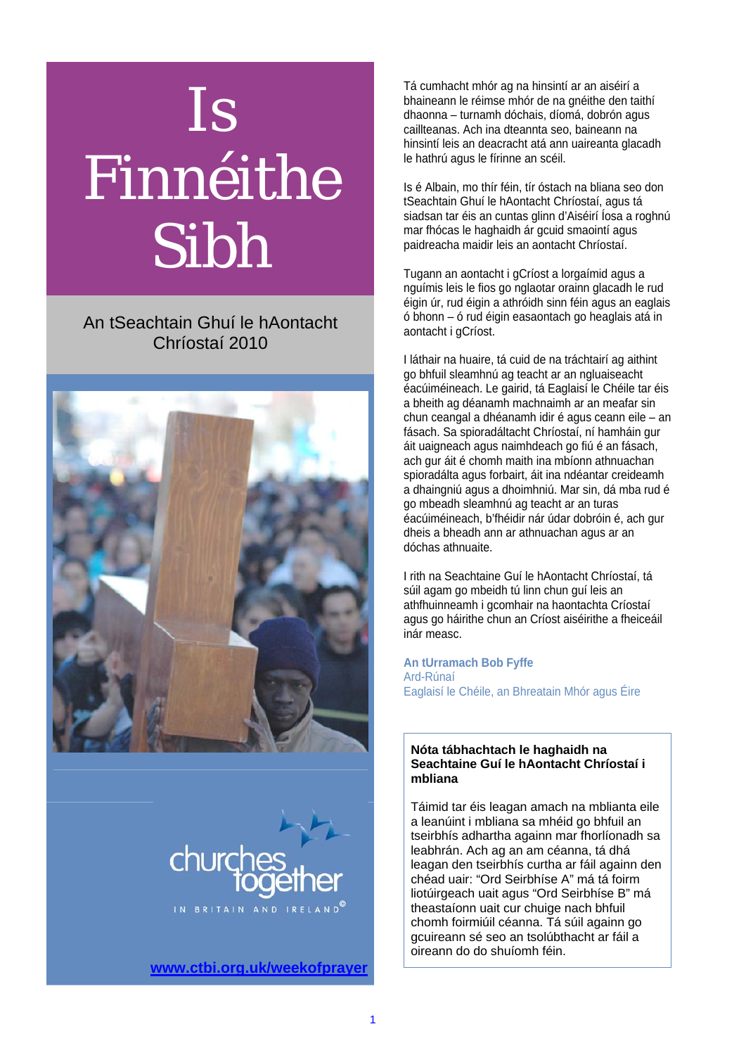# Is Finnéithe Sibh

## An tSeachtain Ghuí le hAontacht Chríostaí 2010

churches together IN BRITAIN AND IRELAND©

www.ctbi.org.uk/weekofprayer

Tá cumhacht mhór ag na hinsintí ar an aiséirí a bhaineann le réimse mhór de na gnéithe den taithí dhaonna – turnamh dóchais, díomá, dobrón agus caillteanas. Ach ina dteannta seo, baineann na hinsintí leis an deacracht atá ann uaireanta glacadh le hathrú agus le fírinne an scéil.

Is é Albain, mo thír féin, tír óstach na bliana seo don tSeachtain Ghuí le hAontacht Chríostaí, agus tá siadsan tar éis an cuntas glinn d'Aiséirí Íosa a roghnú mar fhócas le haghaidh ár gcuid smaointí agus paidreacha maidir leis an aontacht Chríostaí.

Tugann an aontacht i gCríost a lorgaímid agus a nguímis leis le fios go nglaotar orainn glacadh le rud éigin úr, rud éigin a athróidh sinn féin agus an eaglais ó bhonn – ó rud éigin easaontach go heaglais atá in aontacht i gCríost.

I láthair na huaire, tá cuid de na tráchtairí ag aithint go bhfuil sleamhnú ag teacht ar an ngluaiseacht éacúiméineach. Le gairid, tá Eaglaisí le Chéile tar éis a bheith ag déanamh machnaimh ar an meafar sin chun ceangal a dhéanamh idir é agus ceann eile – an fásach. Sa spioradáltacht Chríostaí, ní hamháin gur áit uaigneach agus naimhdeach go fiú é an fásach, ach gur áit é chomh maith ina mbíonn athnuachan spioradálta agus forbairt, áit ina ndéantar creideamh a dhaingniú agus a dhoimhniú. Mar sin, dá mba rud é go mbeadh sleamhnú ag teacht ar an turas éacúiméineach, b'fhéidir nár údar dobróin é, ach gur dheis a bheadh ann ar athnuachan agus ar an dóchas athnuaite.

I rith na Seachtaine Guí le hAontacht Chríostaí, tá súil agam go mbeidh tú linn chun guí leis an athfhuinneamh i gcomhair na haontachta Críostaí agus go háirithe chun an Críost aiséirithe a fheiceáil inár measc.

**An tUrramach Bob Fyffe**
Ard-Rúnaí
Eaglaisí le Chéile, an Bhreatain Mhór agus Éire

**Nóta tábhachtach le haghaidh na Seachtaine Guí le hAontacht Chríostaí i mbliana**

Táimid tar éis leagan amach na mblianta eile a leanúint i mbliana sa mhéid go bhfuil an tseirbhís adhartha againn mar fhorlíonadh sa leabhrán. Ach ag an am céanna, tá dhá leagan den tseirbhís curtha ar fáil againn den chéad uair: "Ord Seirbhíse A" má tá foirm liotúirgeach uait agus "Ord Seirbhíse B" má theastaíonn uait cur chuige nach bhfuil chomh foirmiúil céanna. Tá súil againn go gcuireann sé seo an tsolúbthacht ar fáil a oireann do do shuíomh féin.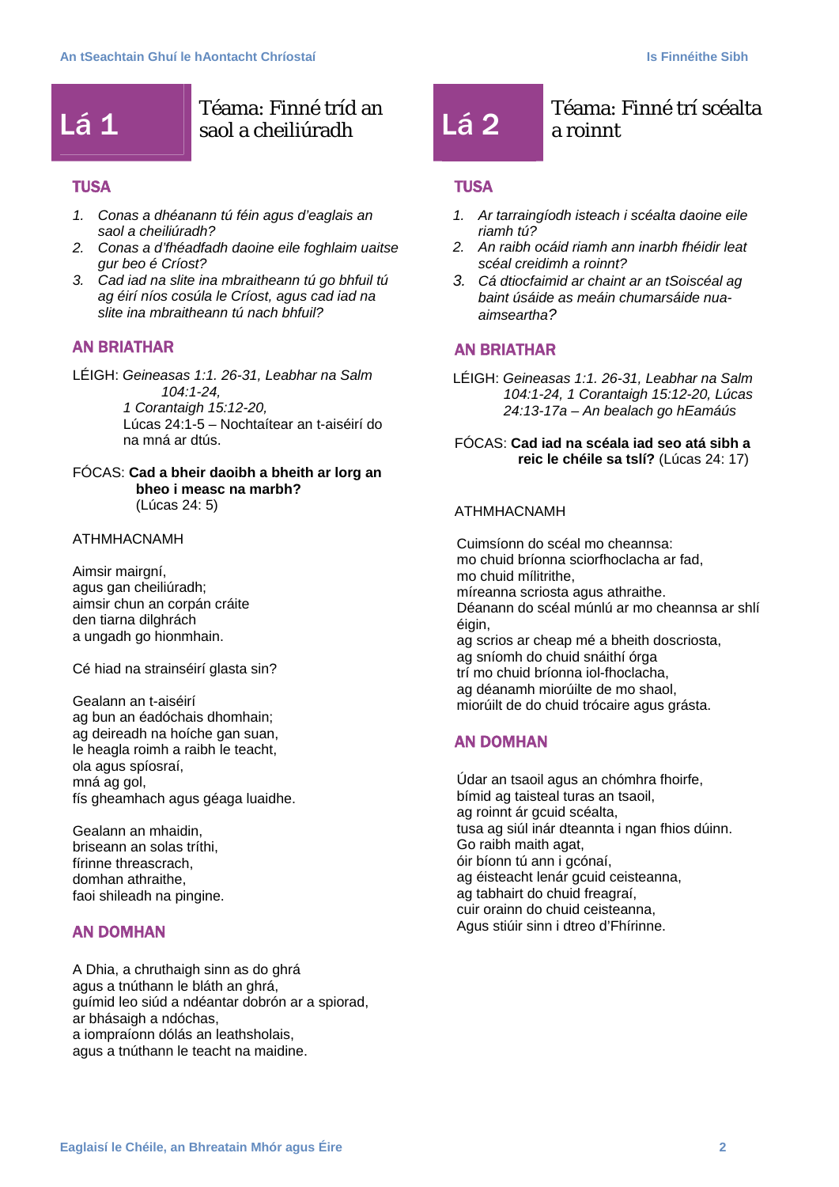## Lá 1

### Téama: Finné tríd an saol a cheiliúradh

#### TUSA

1. *Conas a dhéanann tú féin agus d'eaglais an saol a cheiliúradh?*
2. *Conas a d'fhéadfadh daoine eile foghlaim uaitse gur beo é Críost?*
3. *Cad iad na slite ina mbraitheann tú go bhfuil tú ag éirí níos cosúla le Críost, agus cad iad na slite ina mbraitheann tú nach bhfuil?*

#### AN BRIATHAR

LÉIGH: *Geineasas 1:1. 26-31, Leabhar na Salm 104:1-24,*
*1 Corantaigh 15:12-20,*
Lúcas 24:1-5 – Nochtaítear an t-aiséirí do na mná ar dtús.

FÓCAS: **Cad a bheir daoibh a bheith ar lorg an bheo i measc na marbh?** (Lúcas 24: 5)

ATHMHACNAMH

Aimsir mairgní,
agus gan cheiliúradh;
aimsir chun an corpán cráite
den tiarna dilghrách
a ungadh go hionmhain.

Cé hiad na strainséirí glasta sin?

Gealann an t-aiséirí
ag bun an éadóchais dhomhain;
ag deireadh na hoíche gan suan,
le heagla roimh a raibh le teacht,
ola agus spíosraí,
mná ag gol,
fís gheamhach agus géaga luaidhe.

Gealann an mhaidin,
briseann an solas tríthi,
fírinne threascrach,
domhan athraithe,
faoi shileadh na pingine.

#### AN DOMHAN

A Dhia, a chruthaigh sinn as do ghrá
agus a tnúthann le bláth an ghrá,
guímid leo siúd a ndéantar dobrón ar a spiorad,
ar bhásaigh a ndóchas,
a iompraíonn dólás an leathsholais,
agus a tnúthann le teacht na maidine.

## Lá 2

### Téama: Finné trí scéalta a roinnt

#### TUSA

1. *Ar tarraingíodh isteach i scéalta daoine eile riamh tú?*
2. *An raibh ocáid riamh ann inarbh fhéidir leat scéal creidimh a roinnt?*
3. *Cá dtiocfaimid ar chaint ar an tSoiscéal ag baint úsáide as meáin chumarsáide nua-aimseartha?*

#### AN BRIATHAR

LÉIGH: *Geineasas 1:1. 26-31, Leabhar na Salm 104:1-24, 1 Corantaigh 15:12-20, Lúcas 24:13-17a – An bealach go hEamáús*

FÓCAS: **Cad iad na scéala iad seo atá sibh a reic le chéile sa tslí?** (Lúcas 24: 17)

ATHMHACNAMH

Cuimsíonn do scéal mo cheannsa:
mo chuid bríonna sciorfhoclacha ar fad,
mo chuid mílitrithe,
míreanna scriosta agus athraithe.
Déanann do scéal múnlú ar mo cheannsa ar shlí éigin,
ag scrios ar cheap mé a bheith doscriosta,
ag sníomh do chuid snáithí órga
trí mo chuid bríonna iol-fhoclacha,
ag déanamh miorúilte de mo shaol,
miorúilt de do chuid trócaire agus grásta.

#### AN DOMHAN

Údar an tsaoil agus an chómhra fhoirfe,
bímid ag taisteal turas an tsaoil,
ag roinnt ár gcuid scéalta,
tusa ag siúl inár dteannta i ngan fhios dúinn.
Go raibh maith agat,
óir bíonn tú ann i gcónaí,
ag éisteacht lenár gcuid ceisteanna,
ag tabhairt do chuid freagraí,
cuir orainn do chuid ceisteanna,
Agus stiúir sinn i dtreo d'Fhírinne.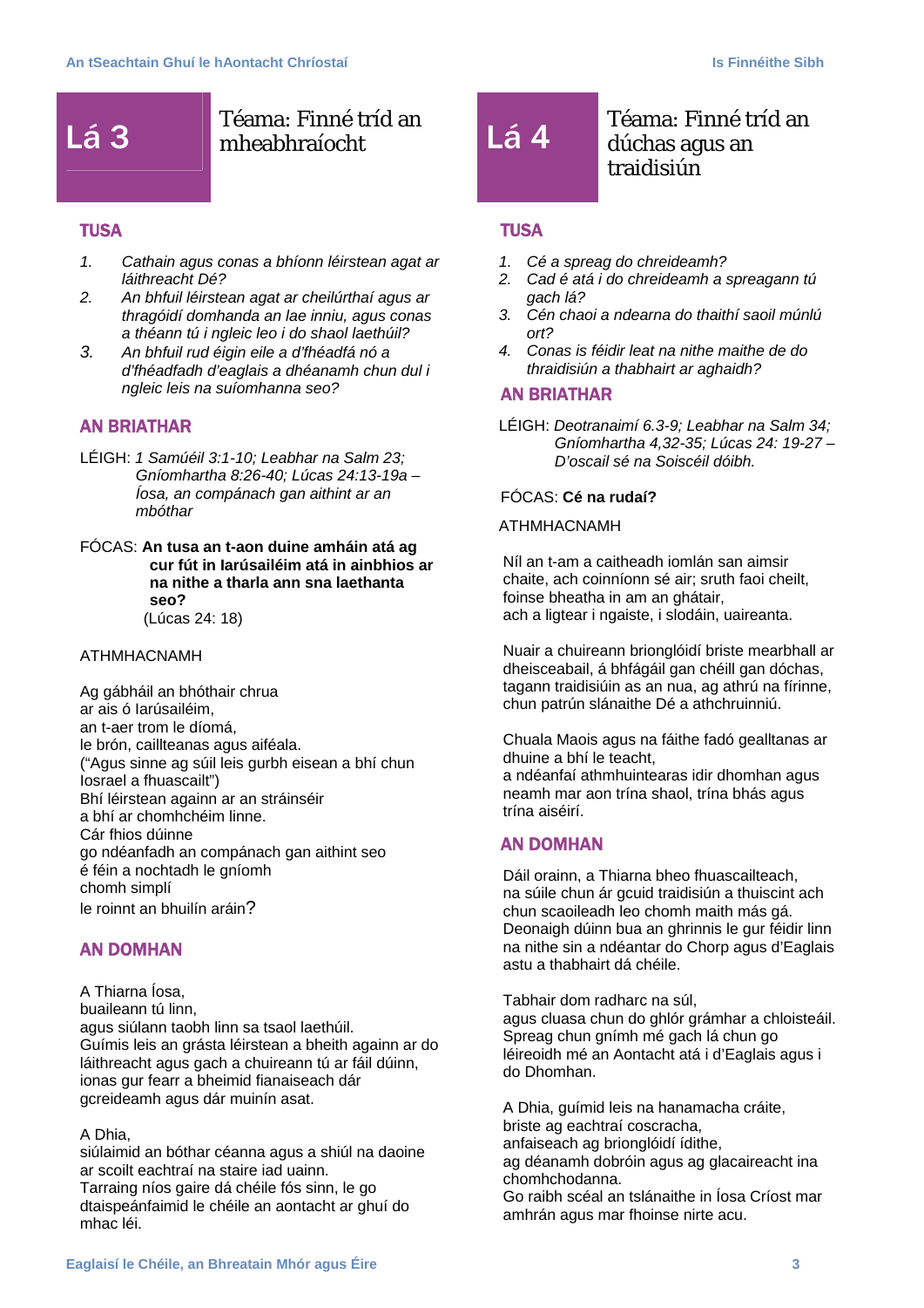## Lá 3

### Téama: Finné tríd an mheabhraíocht

#### TUSA

1. *Cathain agus conas a bhíonn léirstean agat ar láithreacht Dé?*
2. *An bhfuil léirstean agat ar cheilúrthaí agus ar thragóidí domhanda an lae inniu, agus conas a théann tú i ngleic leo i do shaol laethúil?*
3. *An bhfuil rud éigin eile a d'fhéadfá nó a d'fhéadfadh d'eaglais a dhéanamh chun dul i ngleic leis na suíomhanna seo?*

#### AN BRIATHAR

LÉIGH: *1 Samúéil 3:1-10; Leabhar na Salm 23; Gníomhartha 8:26-40; Lúcas 24:13-19a – Íosa, an compánach gan aithint ar an mbóthar*

FÓCAS: **An tusa an t-aon duine amháin atá ag cur fút in Iarúsailéim atá in ainbhios ar na nithe a tharla ann sna laethanta seo?**
(Lúcas 24: 18)

ATHMHACNAMH

Ag gábháil an bhóthair chrua
ar ais ó Iarúsailéim,
an t-aer trom le díomá,
le brón, caillteanas agus aiféala.
("Agus sinne ag súil leis gurbh eisean a bhí chun Iosrael a fhuascailt")
Bhí léirstean againn ar an stráinséir
a bhí ar chomhchéim linne.
Cár fhios dúinne
go ndéanfadh an compánach gan aithint seo
é féin a nochtadh le gníomh
chomh simplí
le roinnt an bhuilín aráin?

#### AN DOMHAN

A Thiarna Íosa,
buaileann tú linn,
agus siúlann taobh linn sa tsaol laethúil.
Guímis leis an grásta léirstean a bheith againn ar do láithreacht agus gach a chuireann tú ar fáil dúinn, ionas gur fearr a bheimid fianaiseach dár gcreideamh agus dár muinín asat.

A Dhia,
siúlaimid an bóthar céanna agus a shiúl na daoine ar scoilt eachtraí na staire iad uainn.
Tarraing níos gaire dá chéile fós sinn, le go dtaispeánfaimid le chéile an aontacht ar ghuí do mhac léi.

## Lá 4

### Téama: Finné tríd an dúchas agus an traidisiún

#### TUSA

1. *Cé a spreag do chreideamh?*
2. *Cad é atá i do chreideamh a spreagann tú gach lá?*
3. *Cén chaoi a ndearna do thaithí saoil múnlú ort?*
4. *Conas is féidir leat na nithe maithe de do thraidisiún a thabhairt ar aghaidh?*

#### AN BRIATHAR

LÉIGH: *Deotranaimí 6.3-9; Leabhar na Salm 34; Gníomhartha 4,32-35; Lúcas 24: 19-27 – D'oscail sé na Soiscéil dóibh.*

FÓCAS: **Cé na rudaí?**

ATHMHACNAMH

Níl an t-am a caitheadh iomlán san aimsir chaite, ach coinníonn sé air; sruth faoi cheilt, foinse bheatha in am an ghátair,
ach a ligtear i ngaiste, i slodáin, uaireanta.

Nuair a chuireann brionglóidí briste mearbhall ar dheisceabail, á bhfágáil gan chéill gan dóchas, tagann traidisiúin as an nua, ag athrú na fírinne, chun patrún slánaithe Dé a athchruinniú.

Chuala Maois agus na fáithe fadó gealltanas ar dhuine a bhí le teacht,
a ndéanfaí athmhuintearas idir dhomhan agus neamh mar aon trína shaol, trína bhás agus trína aiséirí.

#### AN DOMHAN

Dáil orainn, a Thiarna bheo fhuascailteach,
na súile chun ár gcuid traidisiún a thuiscint ach chun scaoileadh leo chomh maith más gá.
Deonaigh dúinn bua an ghrinnis le gur féidir linn na nithe sin a ndéantar do Chorp agus d'Eaglais astu a thabhairt dá chéile.

Tabhair dom radharc na súl,
agus cluasa chun do ghlór grámhar a chloisteáil.
Spreag chun gnímh mé gach lá chun go léireoidh mé an Aontacht atá i d'Eaglais agus i do Dhomhan.

A Dhia, guímid leis na hanamacha cráite,
briste ag eachtraí coscracha,
anfaiseach ag brionglóidí ídithe,
ag déanamh dobróin agus ag glacaireacht ina chomhchodanna.
Go raibh scéal an tslánaithe in Íosa Críost mar amhrán agus mar fhoinse nirte acu.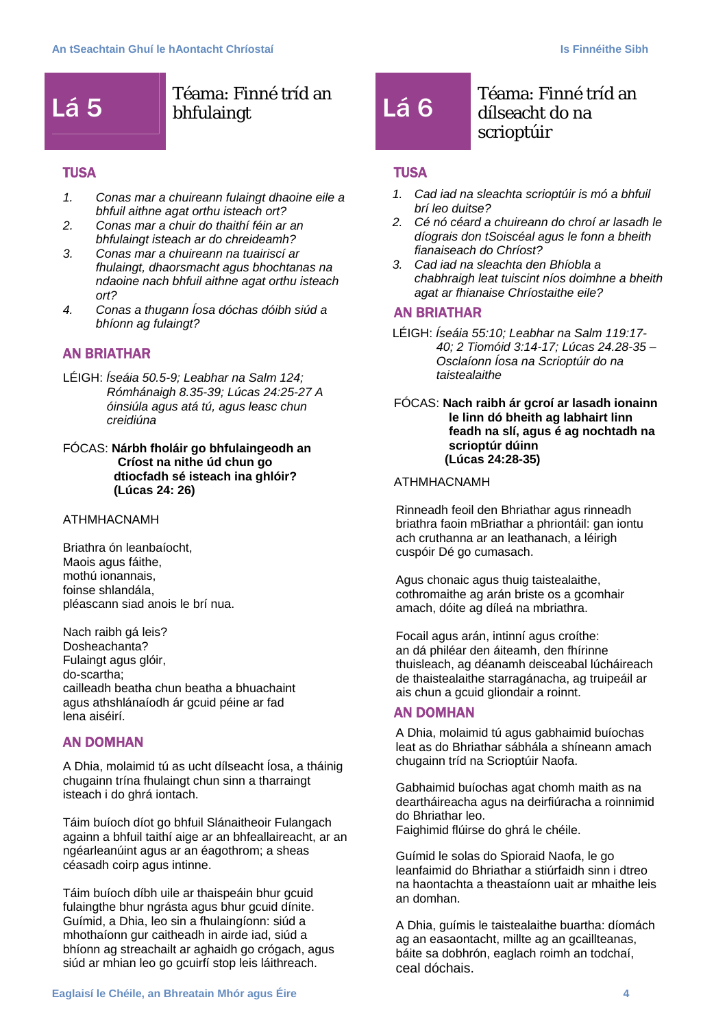# Lá 5

## Téama: Finné tríd an bhfulaingt

### TUSA

1. *Conas mar a chuireann fulaingt dhaoine eile a bhfuil aithne agat orthu isteach ort?*
2. *Conas mar a chuir do thaithí féin ar an bhfulaingt isteach ar do chreideamh?*
3. *Conas mar a chuireann na tuairiscí ar fhulaingt, dhaorsmacht agus bhochtanas na ndaoine nach bhfuil aithne agat orthu isteach ort?*
4. *Conas a thugann Íosa dóchas dóibh siúd a bhíonn ag fulaingt?*

### AN BRIATHAR

LÉIGH: *Íseáia 50.5-9; Leabhar na Salm 124; Rómhánaigh 8.35-39; Lúcas 24:25-27 A óinsiúla agus atá tú, agus leasc chun creidiúna*

FÓCAS: **Nárbh fholáir go bhfulaingeodh an Críost na nithe úd chun go dtiocfadh sé isteach ina ghlóir? (Lúcas 24: 26)**

ATHMHACNAMH

Briathra ón leanbaíocht,
Maois agus fáithe,
mothú ionannais,
foinse shlandála,
pléascann siad anois le brí nua.

Nach raibh gá leis?
Dosheachanta?
Fulaingt agus glóir,
do-scartha;
cailleadh beatha chun beatha a bhuachaint
agus athshlánaíodh ár gcuid péine ar fad
lena aiséirí.

### AN DOMHAN

A Dhia, molaimid tú as ucht dílseacht Íosa, a tháinig chugainn trína fhulaingt chun sinn a tharraingt isteach i do ghrá iontach.

Táim buíoch díot go bhfuil Slánaitheoir Fulangach againn a bhfuil taithí aige ar an bhfeallaireacht, ar an ngéarleanúint agus ar an éagothrom; a sheas céasadh coirp agus intinne.

Táim buíoch díbh uile ar thaispeáin bhur gcuid fulaingthe bhur ngrásta agus bhur gcuid dínite. Guímid, a Dhia, leo sin a fhulaingíonn: siúd a mhothaíonn gur caitheadh in airde iad, siúd a bhíonn ag streachailt ar aghaidh go crógach, agus siúd ar mhian leo go gcuirfí stop leis láithreach.

# Lá 6

## Téama: Finné tríd an dílseacht do na scrioptúir

### TUSA

1. *Cad iad na sleachta scrioptúir is mó a bhfuil brí leo duitse?*
2. *Cé nó céard a chuireann do chroí ar lasadh le díograis don tSoiscéal agus le fonn a bheith fianaiseach do Chríost?*
3. *Cad iad na sleachta den Bhíobla a chabhraigh leat tuiscint níos doimhne a bheith agat ar fhianaise Chríostaithe eile?*

### AN BRIATHAR

LÉIGH: *Íseáia 55:10; Leabhar na Salm 119:17-40; 2 Tiomóid 3:14-17; Lúcas 24.28-35 – Osclaíonn Íosa na Scrioptúir do na taistealaithe*

FÓCAS: **Nach raibh ár gcroí ar lasadh ionainn le linn dó bheith ag labhairt linn feadh na slí, agus é ag nochtadh na scrioptúr dúinn (Lúcas 24:28-35)**

ATHMHACNAMH

Rinneadh feoil den Bhriathar agus rinneadh briathra faoin mBriathar a phriontáil: gan iontu ach cruthanna ar an leathanach, a léirigh cuspóir Dé go cumasach.

Agus chonaic agus thuig taistealaithe, cothromaithe ag arán briste os a gcomhair amach, dóite ag díleá na mbriathra.

Focail agus arán, intinní agus croíthe: an dá philéar den áiteamh, den fhírinne thuisleach, ag déanamh deisceabal lúcháireach de thaistealaithe starragánacha, ag truipeáil ar ais chun a gcuid gliondair a roinnt.

### AN DOMHAN

A Dhia, molaimid tú agus gabhaimid buíochas leat as do Bhriathar sábhála a shíneann amach chugainn tríd na Scrioptúir Naofa.

Gabhaimid buíochas agat chomh maith as na deartháireacha agus na deirfiúracha a roinnimid do Bhriathar leo.
Faighimid flúirse do ghrá le chéile.

Guímid le solas do Spioraid Naofa, le go leanfaimid do Bhriathar a stiúrfaidh sinn i dtreo na haontachta a theastaíonn uait ar mhaithe leis an domhan.

A Dhia, guímis le taistealaithe buartha: díomách ag an easaontacht, millte ag an gcaillteanas, báite sa dobhrón, eaglach roimh an todchaí, ceal dóchais.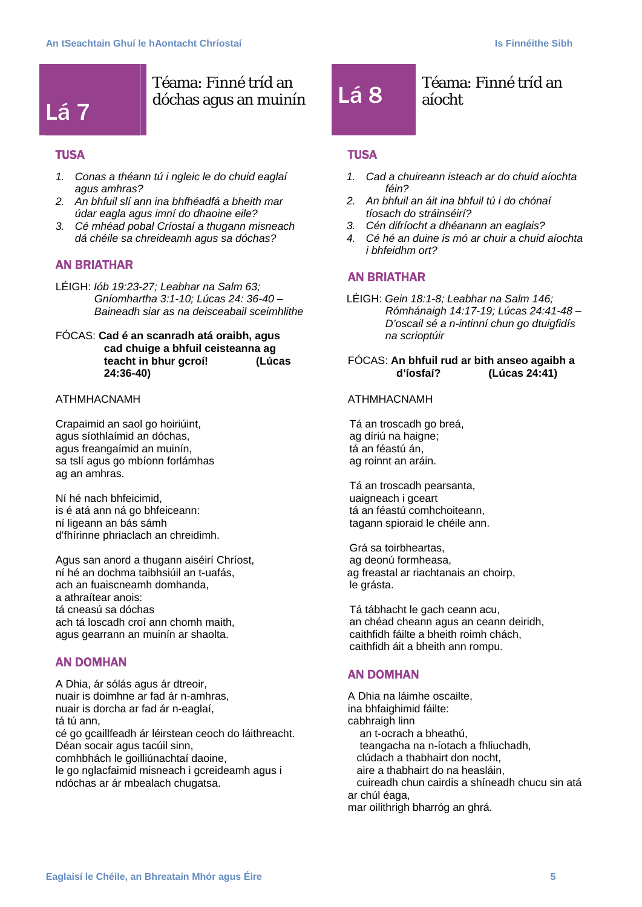## Lá 7

### Téama: Finné tríd an dóchas agus an muinín

#### TUSA

1. *Conas a théann tú i ngleic le do chuid eaglaí agus amhras?*
2. *An bhfuil slí ann ina bhféadfá a bheith mar údar eagla agus imní do dhaoine eile?*
3. *Cé mhéad pobal Críostaí a thugann misneach dá chéile sa chreideamh agus sa dóchas?*

#### AN BRIATHAR

LÉIGH: *Iób 19:23-27; Leabhar na Salm 63; Gníomhartha 3:1-10; Lúcas 24: 36-40 – Baineadh siar as na deisceabail sceimhlithe*

FÓCAS: **Cad é an scanradh atá oraibh, agus cad chuige a bhfuil ceisteanna ag teacht in bhur gcroí! (Lúcas 24:36-40)**

ATHMHACNAMH

Crapaimid an saol go hoiriúint,
agus síothlaímid an dóchas,
agus freangaímid an muinín,
sa tslí agus go mbíonn forlámhas
ag an amhras.

Ní hé nach bhfeicimid,
is é atá ann ná go bhfeiceann:
ní ligeann an bás sámh
d'fhírinne phriaclach an chreidimh.

Agus san anord a thugann aiséirí Chríost,
ní hé an dochma taibhsiúil an t-uafás,
ach an fuaiscneamh domhanda,
a athraítear anois:
tá cneasú sa dóchas
ach tá loscadh croí ann chomh maith,
agus gearrann an muinín ar shaolta.

#### AN DOMHAN

A Dhia, ár sólás agus ár dtreoir,
nuair is doimhne ar fad ár n-amhras,
nuair is dorcha ar fad ár n-eaglaí,
tá tú ann,
cé go gcaillfeadh ár léirstean ceoch do láithreacht.
Déan socair agus tacúil sinn,
comhbhách le goilliúnachtaí daoine,
le go nglacfaimid misneach i gcreideamh agus i ndóchas ar ár mbealach chugatsa.

## Lá 8

### Téama: Finné tríd an aíocht

#### TUSA

1. *Cad a chuireann isteach ar do chuid aíochta féin?*
2. *An bhfuil an áit ina bhfuil tú i do chónaí tíosach do stráinséirí?*
3. *Cén difríocht a dhéanann an eaglais?*
4. *Cé hé an duine is mó ar chuir a chuid aíochta i bhfeidhm ort?*

#### AN BRIATHAR

LÉIGH: *Gein 18:1-8; Leabhar na Salm 146; Rómhánaigh 14:17-19; Lúcas 24:41-48 – D'oscail sé a n-intinní chun go dtuigfidís na scrioptúir*

FÓCAS: **An bhfuil rud ar bith anseo agaibh a d'íosfaí? (Lúcas 24:41)**

ATHMHACNAMH

Tá an troscadh go breá,
ag díriú na haigne;
tá an féastú án,
ag roinnt an aráin.

Tá an troscadh pearsanta,
uaigneach i gceart
tá an féastú comhchoiteann,
tagann spioraid le chéile ann.

Grá sa toirbheartas,
ag deonú formheasa,
ag freastal ar riachtanais an choirp,
le grásta.

Tá tábhacht le gach ceann acu,
an chéad cheann agus an ceann deiridh,
caithfidh fáilte a bheith roimh chách,
caithfidh áit a bheith ann rompu.

#### AN DOMHAN

A Dhia na láimhe oscailte,
ina bhfaighimid fáilte:
cabhraigh linn
an t-ocrach a bheathú,
teangacha na n-íotach a fhliuchadh,
clúdach a thabhairt don nocht,
aire a thabhairt do na heasláin,
cuireadh chun cairdis a shíneadh chucu sin atá ar chúl éaga,
mar oilithrigh bharróg an ghrá.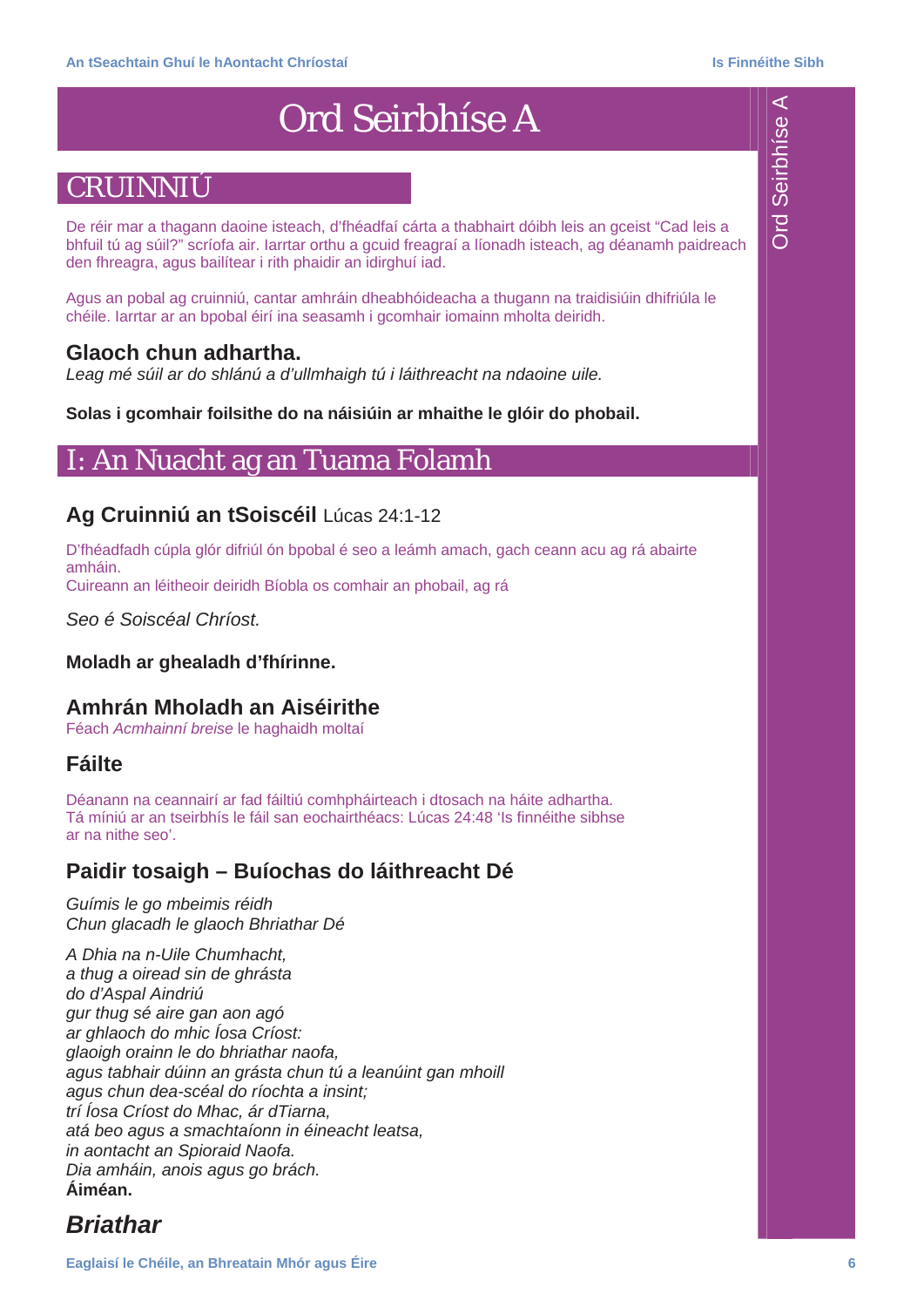# Ord Seirbhíse A

## CRUINNIÚ

De réir mar a thagann daoine isteach, d'fhéadfaí cárta a thabhairt dóibh leis an gceist "Cad leis a bhfuil tú ag súil?" scríofa air. Iarrtar orthu a gcuid freagraí a líonadh isteach, ag déanamh paidreach den fhreagra, agus bailítear i rith phaidir an idirghuí iad.

Agus an pobal ag cruinniú, cantar amhráin dheabhóideacha a thugann na traidisiúin dhifriúla le chéile. Iarrtar ar an bpobal éirí ina seasamh i gcomhair iomainn mholta deiridh.

### Glaoch chun adhartha.

*Leag mé súil ar do shlánú a d'ullmhaigh tú i láithreacht na ndaoine uile.*

**Solas i gcomhair foilsithe do na náisiúin ar mhaithe le glóir do phobail.**

## I: An Nuacht ag an Tuama Folamh

### Ag Cruinniú an tSoiscéil Lúcas 24:1-12

D'fhéadfadh cúpla glór difriúl ón bpobal é seo a leámh amach, gach ceann acu ag rá abairte amháin.
Cuireann an léitheoir deiridh Bíobla os comhair an phobail, ag rá

*Seo é Soiscéal Chríost.*

**Moladh ar ghealadh d'fhírinne.**

### Amhrán Mholadh an Aiséirithe

Féach *Acmhainní breise* le haghaidh moltaí

### Fáilte

Déanann na ceannairí ar fad fáiltiú comhpháirteach i dtosach na háite adhartha.
Tá míniú ar an tseirbhís le fáil san eochairthéacs: Lúcas 24:48 'Is finnéithe sibhse ar na nithe seo'.

### Paidir tosaigh – Buíochas do láithreacht Dé

*Guímis le go mbeimis réidh*
*Chun glacadh le glaoch Bhriathar Dé*

*A Dhia na n-Uile Chumhacht,*
*a thug a oiread sin de ghrásta*
*do d'Aspal Aindriú*
*gur thug sé aire gan aon agó*
*ar ghlaoch do mhic Íosa Críost:*
*glaoigh orainn le do bhriathar naofa,*
*agus tabhair dúinn an grásta chun tú a leanúint gan mhoill*
*agus chun dea-scéal do ríochta a insint;*
*trí Íosa Críost do Mhac, ár dTiarna,*
*atá beo agus a smachtaíonn in éineacht leatsa,*
*in aontacht an Spioraid Naofa.*
*Dia amháin, anois agus go brách.*
**Áiméan.**

### *Briathar*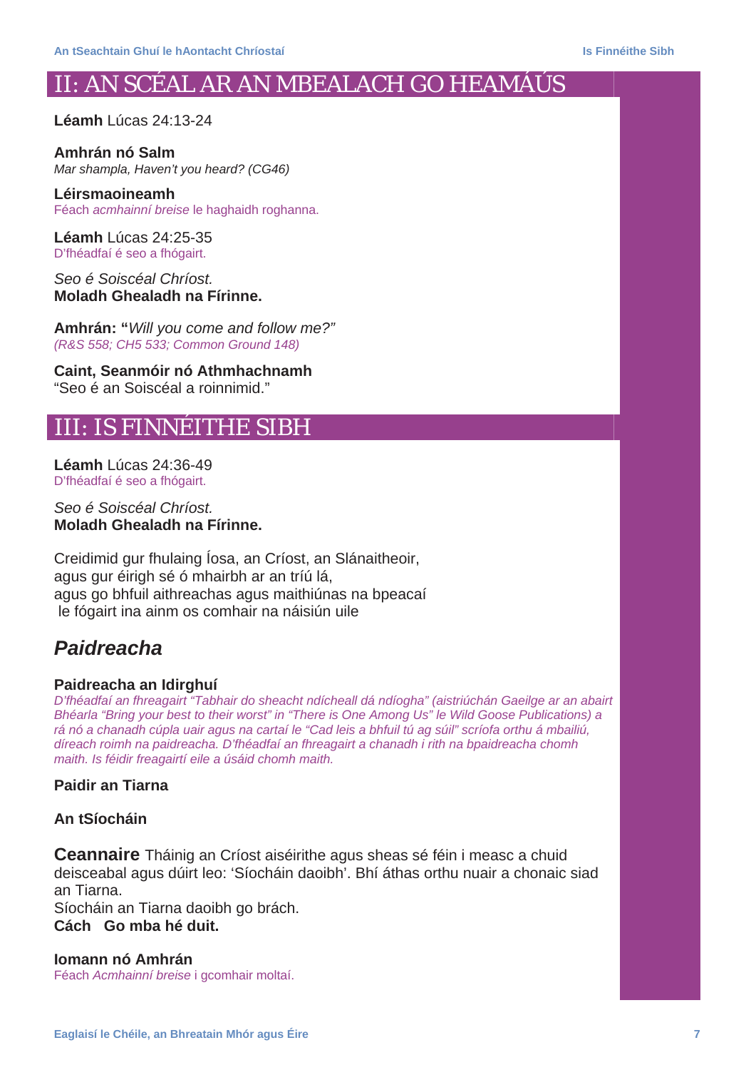# II: AN SCÉAL AR AN MBEALACH GO HEAMÁÚS

**Léamh** Lúcas 24:13-24

**Amhrán nó Salm**
*Mar shampla, Haven't you heard? (CG46)*

**Léirsmaoineamh**
Féach *acmhainní breise* le haghaidh roghanna.

**Léamh** Lúcas 24:25-35
D'fhéadfaí é seo a fhógairt.

*Seo é Soiscéal Chríost.*
**Moladh Ghealadh na Fírinne.**

**Amhrán: "***Will you come and follow me?"*
*(R&S 558; CH5 533; Common Ground 148)*

**Caint, Seanmóir nó Athmhachnamh**
"Seo é an Soiscéal a roinnimid."

# III: IS FINNÉITHE SIBH

**Léamh** Lúcas 24:36-49
D'fhéadfaí é seo a fhógairt.

*Seo é Soiscéal Chríost.*
**Moladh Ghealadh na Fírinne.**

Creidimid gur fhulaing Íosa, an Críost, an Slánaitheoir,
agus gur éirigh sé ó mhairbh ar an tríú lá,
agus go bhfuil aithreachas agus maithiúnas na bpeacaí
le fógairt ina ainm os comhair na náisiún uile

## *Paidreacha*

**Paidreacha an Idirghuí**
*D'fhéadfaí an fhreagairt "Tabhair do sheacht ndícheall dá ndíogha" (aistriúchán Gaeilge ar an abairt Bhéarla "Bring your best to their worst" in "There is One Among Us" le Wild Goose Publications) a rá nó a chanadh cúpla uair agus na cartaí le "Cad leis a bhfuil tú ag súil" scríofa orthu á mbailiú, díreach roimh na paidreacha. D'fhéadfaí an fhreagairt a chanadh i rith na bpaidreacha chomh maith. Is féidir freagairtí eile a úsáid chomh maith.*

**Paidir an Tiarna**

**An tSíocháin**

**Ceannaire** Tháinig an Críost aiséirithe agus sheas sé féin i measc a chuid deisceabal agus dúirt leo: 'Síocháin daoibh'. Bhí áthas orthu nuair a chonaic siad an Tiarna.
Síocháin an Tiarna daoibh go brách.
**Cách Go mba hé duit.**

**Iomann nó Amhrán**
Féach *Acmhainní breise* i gcomhair moltaí.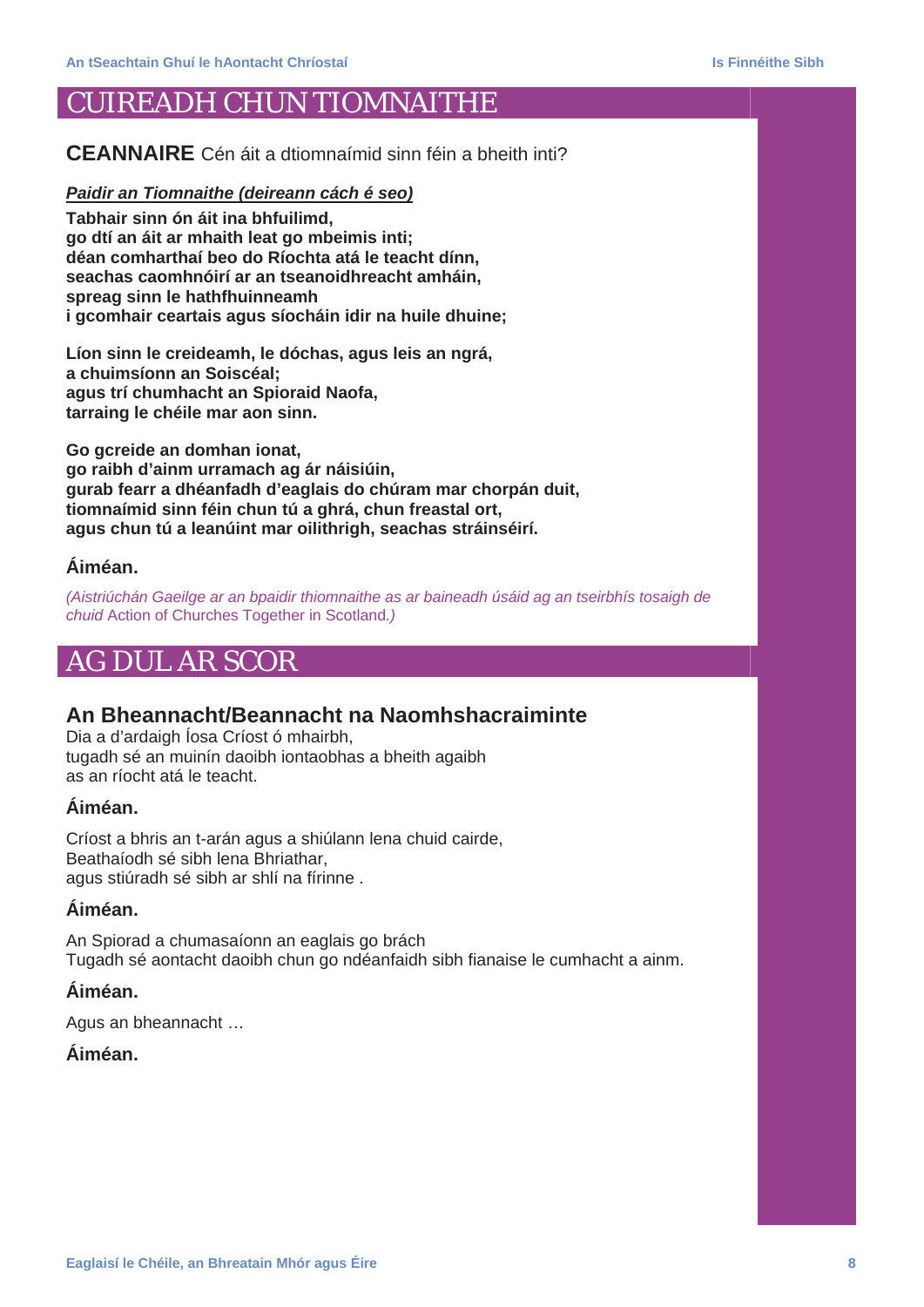# CUIREADH CHUN TIOMNAITHE

**CEANNAIRE** Cén áit a dtiomnaímid sinn féin a bheith inti?

***Paidir an Tiomnaithe (deireann cách é seo)***

**Tabhair sinn ón áit ina bhfuilimd,**
**go dtí an áit ar mhaith leat go mbeimis inti;**
**déan comharthaí beo do Ríochta atá le teacht dínn,**
**seachas caomhnóirí ar an tseanoidhreacht amháin,**
**spreag sinn le hathfhuinneamh**
**i gcomhair ceartais agus síocháin idir na huile dhuine;**

**Líon sinn le creideamh, le dóchas, agus leis an ngrá,**
**a chuimsíonn an Soiscéal;**
**agus trí chumhacht an Spioraid Naofa,**
**tarraing le chéile mar aon sinn.**

**Go gcreide an domhan ionat,**
**go raibh d'ainm urramach ag ár náisiúin,**
**gurab fearr a dhéanfadh d'eaglais do chúram mar chorpán duit,**
**tiomnaímid sinn féin chun tú a ghrá, chun freastal ort,**
**agus chun tú a leanúint mar oilithrigh, seachas stráinséirí.**

**Áiméan.**

*(Aistriúchán Gaeilge ar an bpaidir thiomnaithe as ar baineadh úsáid ag an tseirbhís tosaigh de chuid* Action of Churches Together in Scotland.*)*

# AG DUL AR SCOR

## An Bheannacht/Beannacht na Naomhshacraiminte

Dia a d'ardaigh Íosa Críost ó mhairbh,
tugadh sé an muinín daoibh iontaobhas a bheith agaibh
as an ríocht atá le teacht.

**Áiméan.**

Críost a bhris an t-arán agus a shiúlann lena chuid cairde,
Beathaíodh sé sibh lena Bhriathar,
agus stiúradh sé sibh ar shlí na fírinne .

**Áiméan.**

An Spiorad a chumasaíonn an eaglais go brách
Tugadh sé aontacht daoibh chun go ndéanfaidh sibh fianaise le cumhacht a ainm.

**Áiméan.**

Agus an bheannacht …

**Áiméan.**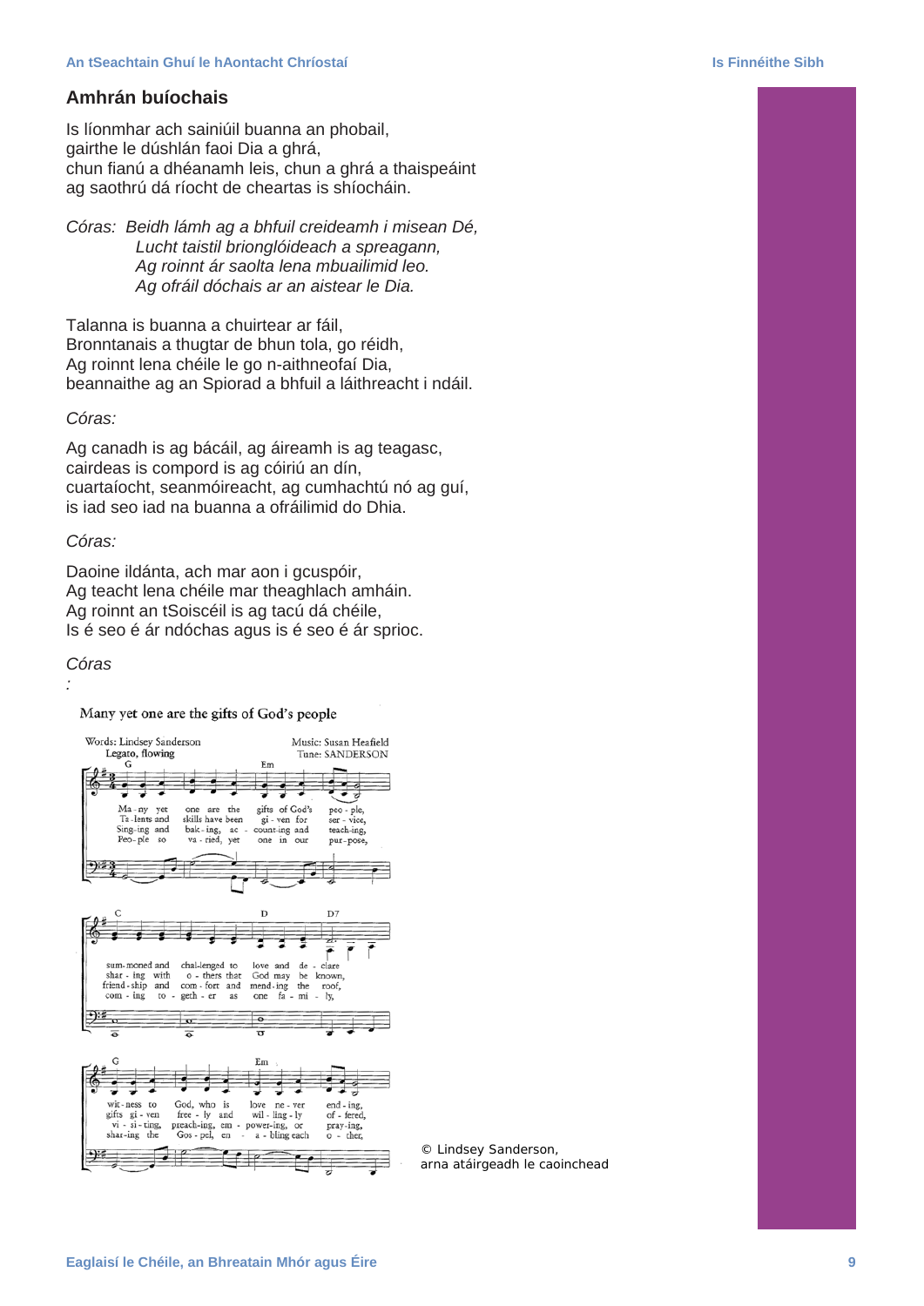## Amhrán buíochais

Is líonmhar ach sainiúil buanna an phobail,
gairthe le dúshlán faoi Dia a ghrá,
chun fianú a dhéanamh leis, chun a ghrá a thaispeáint
ag saothrú dá ríocht de cheartas is shíocháin.

*Córas: Beidh lámh ag a bhfuil creideamh i misean Dé,*
*Lucht taistil brionglóideach a spreagann,*
*Ag roinnt ár saolta lena mbuailimid leo.*
*Ag ofráil dóchais ar an aistear le Dia.*

Talanna is buanna a chuirtear ar fáil,
Bronntanais a thugtar de bhun tola, go réidh,
Ag roinnt lena chéile le go n-aithneofaí Dia,
beannaithe ag an Spiorad a bhfuil a láithreacht i ndáil.

*Córas:*

Ag canadh is ag bácáil, ag áireamh is ag teagasc,
cairdeas is compord is ag cóiriú an dín,
cuartaíocht, seanmóireacht, ag cumhachtú nó ag guí,
is iad seo iad na buanna a ofráilimid do Dhia.

*Córas:*

Daoine ildánta, ach mar aon i gcuspóir,
Ag teacht lena chéile mar theaghlach amháin.
Ag roinnt an tSoiscéil is ag tacú dá chéile,
Is é seo é ár ndóchas agus is é seo é ár sprioc.

*Córas*
*:*

Many yet one are the gifts of God's people

Words: Lindsey Sanderson — Music: Susan Heafield — Tune: SANDERSON

Legato, flowing

© Lindsey Sanderson,
arna atáirgeadh le caoinchead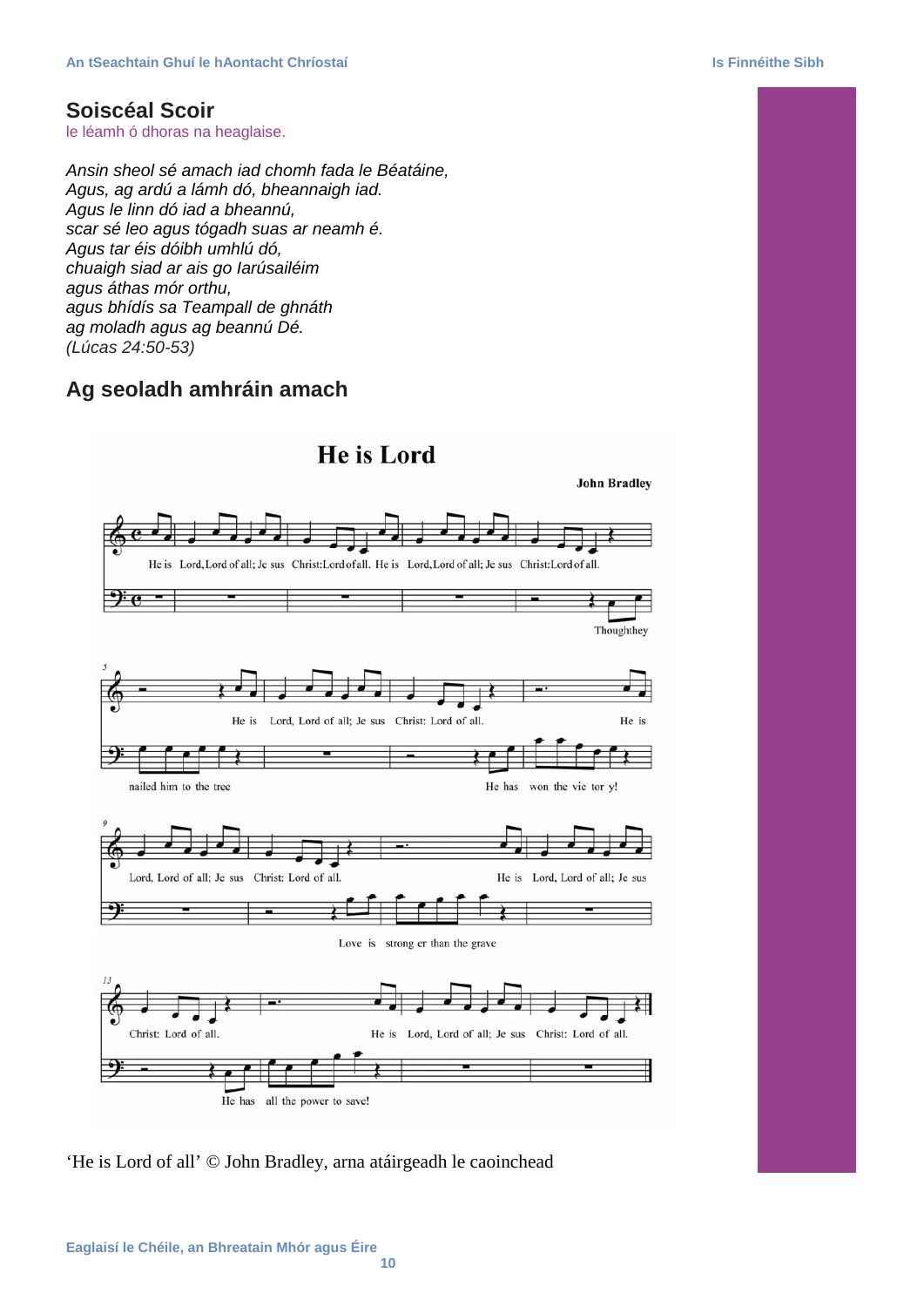## Soiscéal Scoir

le léamh ó dhoras na heaglaise.

*Ansin sheol sé amach iad chomh fada le Béatáine,*
*Agus, ag ardú a lámh dó, bheannaigh iad.*
*Agus le linn dó iad a bheannú,*
*scar sé leo agus tógadh suas ar neamh é.*
*Agus tar éis dóibh umhlú dó,*
*chuaigh siad ar ais go Iarúsailéim*
*agus áthas mór orthu,*
*agus bhídís sa Teampall de ghnáth*
*ag moladh agus ag beannú Dé.*
*(Lúcas 24:50-53)*

## Ag seoladh amhráin amach

**He is Lord**

John Bradley

He is Lord, Lord of all; Jesus Christ: Lord of all. He is Lord, Lord of all; Jesus Christ: Lord of all.

Though they nailed him to the tree

He is Lord, Lord of all; Jesus Christ: Lord of all.

He has won the victory!

He is Lord, Lord of all; Jesus Christ: Lord of all.

Love is stronger than the grave

He is Lord, Lord of all; Jesus Christ: Lord of all.

He has all the power to save!

He is Lord, Lord of all; Jesus Christ: Lord of all.

'He is Lord of all' © John Bradley, arna atáirgeadh le caoinchead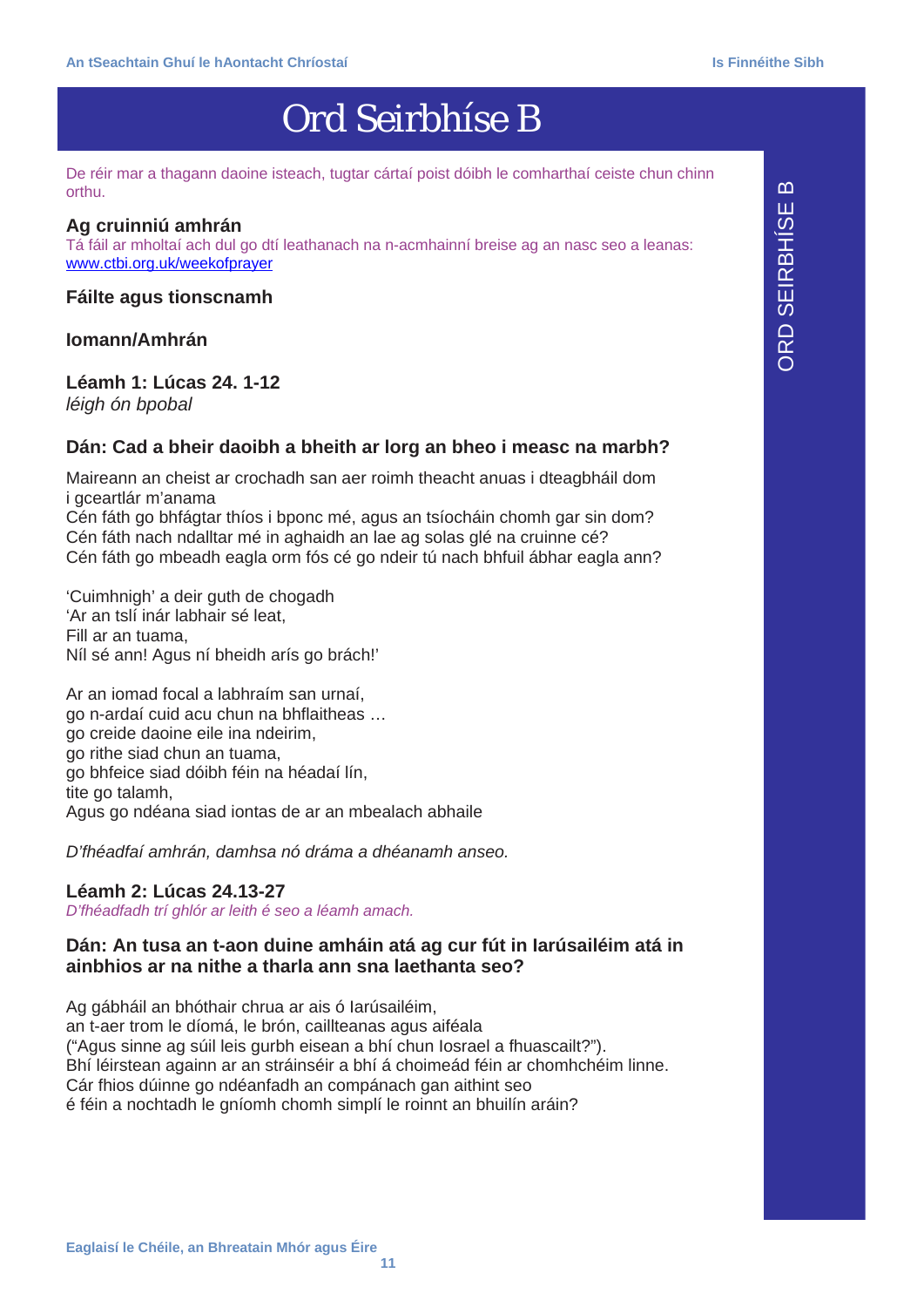// Omit running header/footer and side tab "ORD SEIRBHÍSE B" (likely repeated tab)

# Ord Seirbhíse B

De réir mar a thagann daoine isteach, tugtar cártaí poist dóibh le comharthaí ceiste chun chinn orthu.

**Ag cruinniú amhrán**
Tá fáil ar mholtaí ach dul go dtí leathanach na n-acmhainní breise ag an nasc seo a leanas: www.ctbi.org.uk/weekofprayer

**Fáilte agus tionscnamh**

**Iomann/Amhrán**

**Léamh 1: Lúcas 24. 1-12**
*léigh ón bpobal*

**Dán: Cad a bheir daoibh a bheith ar lorg an bheo i measc na marbh?**

Maireann an cheist ar crochadh san aer roimh theacht anuas i dteagbháil dom i gceartlár m'anama
Cén fáth go bhfágtar thíos i bponc mé, agus an tsíocháin chomh gar sin dom?
Cén fáth nach ndalltar mé in aghaidh an lae ag solas glé na cruinne cé?
Cén fáth go mbeadh eagla orm fós cé go ndeir tú nach bhfuil ábhar eagla ann?

'Cuimhnigh' a deir guth de chogadh
'Ar an tslí inár labhair sé leat,
Fill ar an tuama,
Níl sé ann! Agus ní bheidh arís go brách!'

Ar an iomad focal a labhraím san urnaí,
go n-ardaí cuid acu chun na bhflaitheas …
go creide daoine eile ina ndeirim,
go rithe siad chun an tuama,
go bhfeice siad dóibh féin na héadaí lín,
tite go talamh,
Agus go ndéana siad iontas de ar an mbealach abhaile

*D'fhéadfaí amhrán, damhsa nó dráma a dhéanamh anseo.*

**Léamh 2: Lúcas 24.13-27**
*D'fhéadfadh trí ghlór ar leith é seo a léamh amach.*

**Dán: An tusa an t-aon duine amháin atá ag cur fút in Iarúsailéim atá in ainbhios ar na nithe a tharla ann sna laethanta seo?**

Ag gábháil an bhóthair chrua ar ais ó Iarúsailéim,
an t-aer trom le díomá, le brón, caillteanas agus aiféala
("Agus sinne ag súil leis gurbh eisean a bhí chun Iosrael a fhuascailt?").
Bhí léirstean againn ar an stráinséir a bhí á choimeád féin ar chomhchéim linne.
Cár fhios dúinne go ndéanfadh an compánach gan aithint seo
é féin a nochtadh le gníomh chomh simplí le roinnt an bhuilín aráin?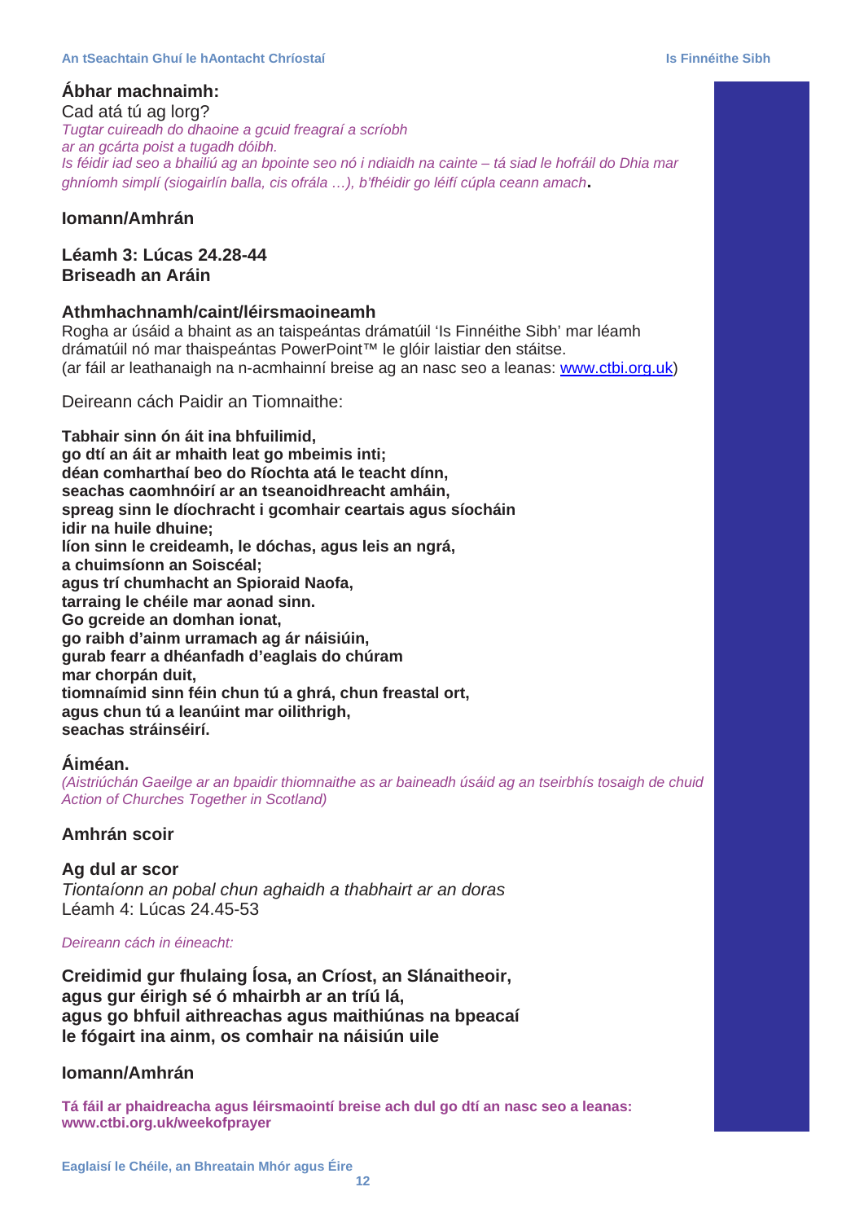**Ábhar machnaimh:**

Cad atá tú ag lorg?

*Tugtar cuireadh do dhaoine a gcuid freagraí a scríobh ar an gcárta poist a tugadh dóibh.*
*Is féidir iad seo a bhailiú ag an bpointe seo nó i ndiaidh na cainte – tá siad le hofráil do Dhia mar ghníomh simplí (siogairlín balla, cis ofrála …), b'fhéidir go léifí cúpla ceann amach*.

**Iomann/Amhrán**

**Léamh 3: Lúcas 24.28-44**
**Briseadh an Aráin**

**Athmhachnamh/caint/léirsmaoineamh**

Rogha ar úsáid a bhaint as an taispeántas drámatúil 'Is Finnéithe Sibh' mar léamh drámatúil nó mar thaispeántas PowerPoint™ le glóir laistiar den stáitse.
(ar fáil ar leathanaigh na n-acmhainní breise ag an nasc seo a leanas: www.ctbi.org.uk)

Deireann cách Paidir an Tiomnaithe:

**Tabhair sinn ón áit ina bhfuilimid,**
**go dtí an áit ar mhaith leat go mbeimis inti;**
**déan comharthaí beo do Ríochta atá le teacht dínn,**
**seachas caomhnóirí ar an tseanoidhreacht amháin,**
**spreag sinn le díochracht i gcomhair ceartais agus síocháin**
**idir na huile dhuine;**
**líon sinn le creideamh, le dóchas, agus leis an ngrá,**
**a chuimsíonn an Soiscéal;**
**agus trí chumhacht an Spioraid Naofa,**
**tarraing le chéile mar aonad sinn.**
**Go gcreide an domhan ionat,**
**go raibh d'ainm urramach ag ár náisiúin,**
**gurab fearr a dhéanfadh d'eaglais do chúram**
**mar chorpán duit,**
**tiomnaímid sinn féin chun tú a ghrá, chun freastal ort,**
**agus chun tú a leanúint mar oilithrigh,**
**seachas stráinséirí.**

**Áiméan.**

*(Aistriúchán Gaeilge ar an bpaidir thiomnaithe as ar baineadh úsáid ag an tseirbhís tosaigh de chuid Action of Churches Together in Scotland)*

**Amhrán scoir**

**Ag dul ar scor**

*Tiontaíonn an pobal chun aghaidh a thabhairt ar an doras*

Léamh 4: Lúcas 24.45-53

*Deireann cách in éineacht:*

**Creidimid gur fhulaing Íosa, an Críost, an Slánaitheoir,**
**agus gur éirigh sé ó mhairbh ar an tríú lá,**
**agus go bhfuil aithreachas agus maithiúnas na bpeacaí**
**le fógairt ina ainm, os comhair na náisiún uile**

**Iomann/Amhrán**

**Tá fáil ar phaidreacha agus léirsmaointí breise ach dul go dtí an nasc seo a leanas: www.ctbi.org.uk/weekofprayer**